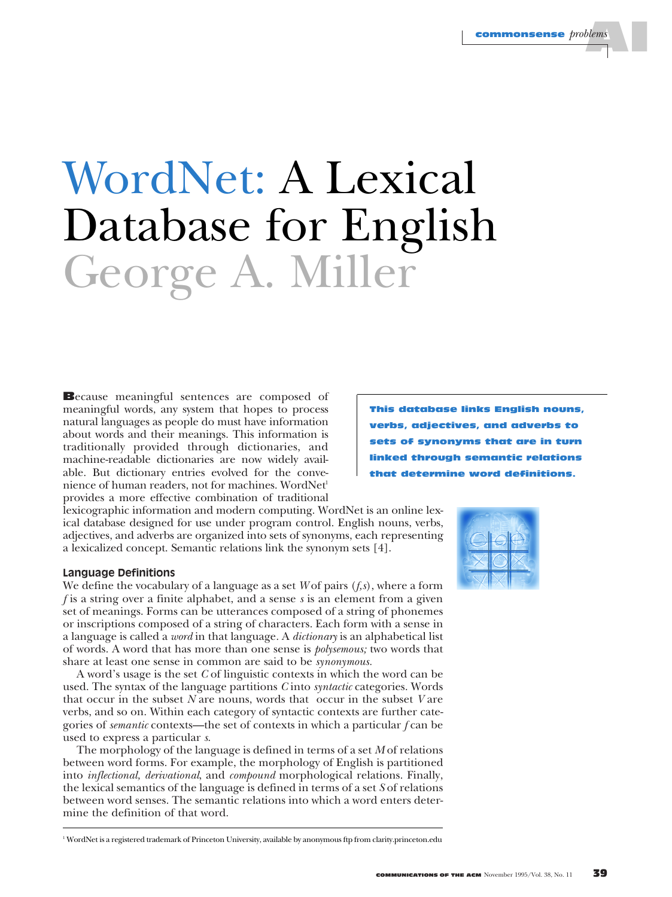# WordNet: A Lexical Database for English

George A. Miller

**This database links English nouns, verbs, adjectives, and adverbs to sets of synonyms that are in turn linked through semantic relations that determine word definitions.**

Because meaningful sentences are composed of meaningful words, any system that hopes to process natural languages as people do must have information about words and their meanings. This information is traditionally provided through dictionaries, and machine-readable dictionaries are now widely available. But dictionary entries evolved for the convenience of human readers, not for machines. WordNet[1] provides a more effective combination of traditional lexicographic information and modern computing. WordNet is an online lexical database designed for use under program control. English nouns, verbs, adjectives, and adverbs are organized into sets of synonyms, each representing a lexicalized concept. Semantic relations link the synonym sets [4].

### Language Definitions

We define the vocabulary of a language as a set $W$ of pairs $(f,s)$, where a form $f$ is a string over a finite alphabet, and a sense $s$ is an element from a given set of meanings. Forms can be utterances composed of a string of phonemes or inscriptions composed of a string of characters. Each form with a sense in a language is called a *word* in that language. A *dictionary* is an alphabetical list of words. A word that has more than one sense is *polysemous;* two words that share at least one sense in common are said to be *synonymous.*

A word's usage is the set $C$ of linguistic contexts in which the word can be used. The syntax of the language partitions $C$ into *syntactic* categories. Words that occur in the subset $N$ are nouns, words that occur in the subset $V$ are verbs, and so on. Within each category of syntactic contexts are further categories of *semantic* contexts—the set of contexts in which a particular $f$ can be used to express a particular $s$.

The morphology of the language is defined in terms of a set $M$ of relations between word forms. For example, the morphology of English is partitioned into *inflectional, derivational*, and *compound* morphological relations. Finally, the lexical semantics of the language is defined in terms of a set $S$ of relations between word senses. The semantic relations into which a word enters determine the definition of that word.

[1] WordNet is a registered trademark of Princeton University, available by anonymous ftp from clarity.princeton.edu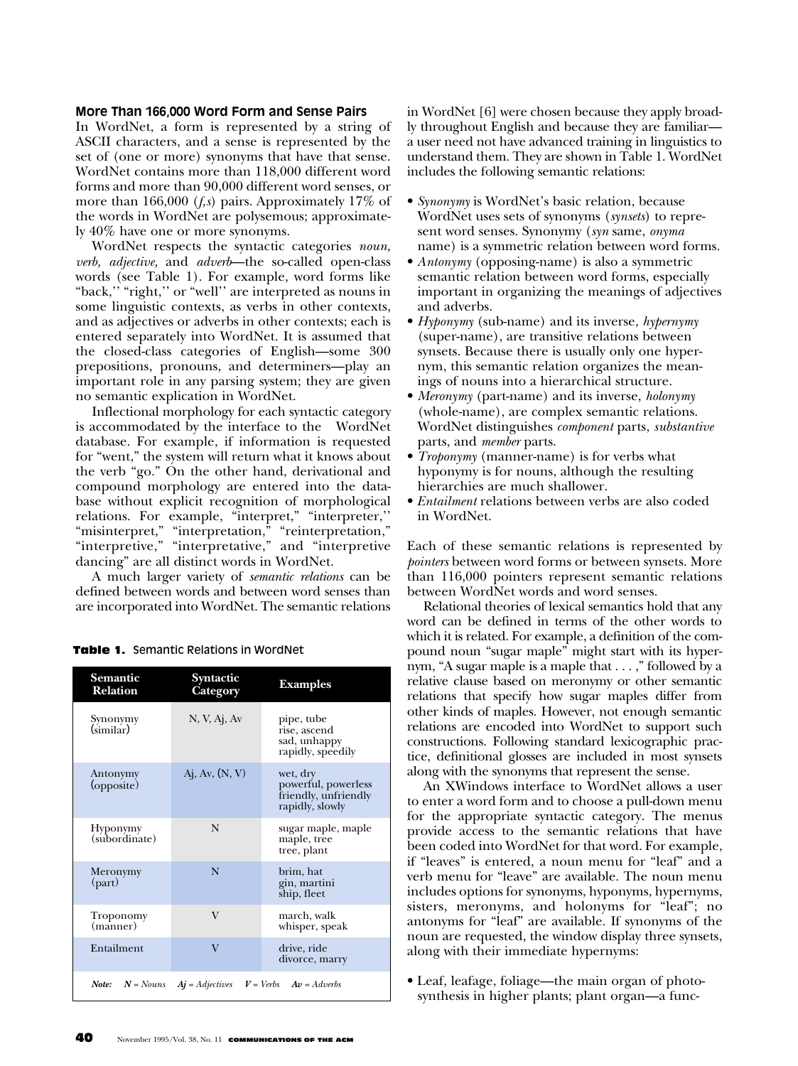### More Than 166,000 Word Form and Sense Pairs

In WordNet, a form is represented by a string of ASCII characters, and a sense is represented by the set of (one or more) synonyms that have that sense. WordNet contains more than 118,000 different word forms and more than 90,000 different word senses, or more than 166,000 (*f,s*) pairs. Approximately 17% of the words in WordNet are polysemous; approximately 40% have one or more synonyms.

WordNet respects the syntactic categories *noun, verb, adjective,* and *adverb*—the so-called open-class words (see Table 1). For example, word forms like "back,'' "right,'' or "well'' are interpreted as nouns in some linguistic contexts, as verbs in other contexts, and as adjectives or adverbs in other contexts; each is entered separately into WordNet. It is assumed that the closed-class categories of English—some 300 prepositions, pronouns, and determiners—play an important role in any parsing system; they are given no semantic explication in WordNet.

Inflectional morphology for each syntactic category is accommodated by the interface to the WordNet database. For example, if information is requested for "went," the system will return what it knows about the verb "go." On the other hand, derivational and compound morphology are entered into the database without explicit recognition of morphological relations. For example, "interpret," "interpreter,'' "misinterpret," "interpretation," "reinterpretation," "interpretive," "interpretative," and "interpretive dancing" are all distinct words in WordNet.

A much larger variety of *semantic relations* can be defined between words and between word senses than are incorporated into WordNet. The semantic relations in WordNet [6] were chosen because they apply broadly throughout English and because they are familiar—a user need not have advanced training in linguistics to understand them. They are shown in Table 1. WordNet includes the following semantic relations:

- *Synonymy* is WordNet's basic relation, because WordNet uses sets of synonyms (*synsets*) to represent word senses. Synonymy (*syn* same, *onyma* name) is a symmetric relation between word forms.
- *Antonymy* (opposing-name) is also a symmetric semantic relation between word forms, especially important in organizing the meanings of adjectives and adverbs.
- *Hyponymy* (sub-name) and its inverse, *hypernymy* (super-name), are transitive relations between synsets. Because there is usually only one hypernym, this semantic relation organizes the meanings of nouns into a hierarchical structure.
- *Meronymy* (part-name) and its inverse, *holonymy* (whole-name), are complex semantic relations. WordNet distinguishes *component* parts, *substantive* parts, and *member* parts.
- *Troponymy* (manner-name) is for verbs what hyponymy is for nouns, although the resulting hierarchies are much shallower.
- *Entailment* relations between verbs are also coded in WordNet.

Each of these semantic relations is represented by *pointers* between word forms or between synsets. More than 116,000 pointers represent semantic relations between WordNet words and word senses.

Relational theories of lexical semantics hold that any word can be defined in terms of the other words to which it is related. For example, a definition of the compound noun "sugar maple" might start with its hypernym, "A sugar maple is a maple that . . . ," followed by a relative clause based on meronymy or other semantic relations that specify how sugar maples differ from other kinds of maples. However, not enough semantic relations are encoded into WordNet to support such constructions. Following standard lexicographic practice, definitional glosses are included in most synsets along with the synonyms that represent the sense.

An XWindows interface to WordNet allows a user to enter a word form and to choose a pull-down menu for the appropriate syntactic category. The menus provide access to the semantic relations that have been coded into WordNet for that word. For example, if "leaves" is entered, a noun menu for "leaf" and a verb menu for "leave" are available. The noun menu includes options for synonyms, hyponyms, hypernyms, sisters, meronyms, and holonyms for "leaf"; no antonyms for "leaf" are available. If synonyms of the noun are requested, the window display three synsets, along with their immediate hypernyms:

- Leaf, leafage, foliage—the main organ of photosynthesis in higher plants; plant organ—a func-

**Table 1.** Semantic Relations in WordNet

| Semantic Relation | Syntactic Category | Examples |
|---|---|---|
| Synonymy (similar) | N, V, Aj, Av | pipe, tube<br>rise, ascend<br>sad, unhappy<br>rapidly, speedily |
| Antonymy (opposite) | Aj, Av, (N, V) | wet, dry<br>powerful, powerless<br>friendly, unfriendly<br>rapidly, slowly |
| Hyponymy (subordinate) | N | sugar maple, maple<br>maple, tree<br>tree, plant |
| Meronymy (part) | N | brim, hat<br>gin, martini<br>ship, fleet |
| Troponomy (manner) | V | march, walk<br>whisper, speak |
| Entailment | V | drive, ride<br>divorce, marry |

*Note:* ***N*** *= Nouns* ***Aj*** *= Adjectives* ***V*** *= Verbs* ***Av*** *= Adverbs*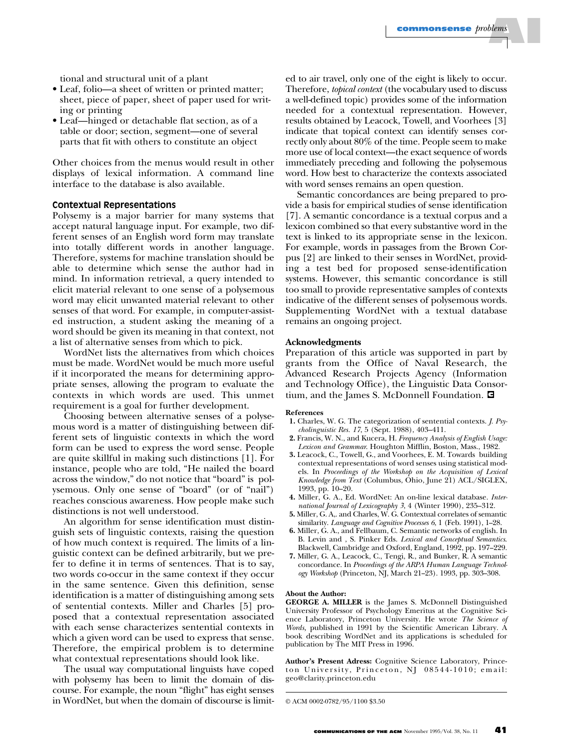tional and structural unit of a plant

- Leaf, folio—a sheet of written or printed matter; sheet, piece of paper, sheet of paper used for writing or printing
- Leaf—hinged or detachable flat section, as of a table or door; section, segment—one of several parts that fit with others to constitute an object

Other choices from the menus would result in other displays of lexical information. A command line interface to the database is also available.

### Contextual Representations

Polysemy is a major barrier for many systems that accept natural language input. For example, two different senses of an English word form may translate into totally different words in another language. Therefore, systems for machine translation should be able to determine which sense the author had in mind. In information retrieval, a query intended to elicit material relevant to one sense of a polysemous word may elicit unwanted material relevant to other senses of that word. For example, in computer-assisted instruction, a student asking the meaning of a word should be given its meaning in that context, not a list of alternative senses from which to pick.

WordNet lists the alternatives from which choices must be made. WordNet would be much more useful if it incorporated the means for determining appropriate senses, allowing the program to evaluate the contexts in which words are used. This unmet requirement is a goal for further development.

Choosing between alternative senses of a polysemous word is a matter of distinguishing between different sets of linguistic contexts in which the word form can be used to express the word sense. People are quite skillful in making such distinctions [1]. For instance, people who are told, "He nailed the board across the window," do not notice that "board" is polysemous. Only one sense of "board" (or of "nail") reaches conscious awareness. How people make such distinctions is not well understood.

An algorithm for sense identification must distinguish sets of linguistic contexts, raising the question of how much context is required. The limits of a linguistic context can be defined arbitrarily, but we prefer to define it in terms of sentences. That is to say, two words co-occur in the same context if they occur in the same sentence. Given this definition, sense identification is a matter of distinguishing among sets of sentential contexts. Miller and Charles [5] proposed that a contextual representation associated with each sense characterizes sentential contexts in which a given word can be used to express that sense. Therefore, the empirical problem is to determine what contextual representations should look like.

The usual way computational linguists have coped with polysemy has been to limit the domain of discourse. For example, the noun "flight" has eight senses in WordNet, but when the domain of discourse is limited to air travel, only one of the eight is likely to occur. Therefore, *topical context* (the vocabulary used to discuss a well-defined topic) provides some of the information needed for a contextual representation. However, results obtained by Leacock, Towell, and Voorhees [3] indicate that topical context can identify senses correctly only about 80% of the time. People seem to make more use of local context—the exact sequence of words immediately preceding and following the polysemous word. How best to characterize the contexts associated with word senses remains an open question.

Semantic concordances are being prepared to provide a basis for empirical studies of sense identification [7]. A semantic concordance is a textual corpus and a lexicon combined so that every substantive word in the text is linked to its appropriate sense in the lexicon. For example, words in passages from the Brown Corpus [2] are linked to their senses in WordNet, providing a test bed for proposed sense-identification systems. However, this semantic concordance is still too small to provide representative samples of contexts indicative of the different senses of polysemous words. Supplementing WordNet with a textual database remains an ongoing project.

### Acknowledgments

Preparation of this article was supported in part by grants from the Office of Naval Research, the Advanced Research Projects Agency (Information and Technology Office), the Linguistic Data Consortium, and the James S. McDonnell Foundation.

#### References

1. Charles, W. G. The categorization of sentential contexts. *J. Psycholinguistic Res. 17*, 5 (Sept. 1988), 403–411.
2. Francis, W. N., and Kucera, H. *Frequency Analysis of English Usage: Lexicon and Grammar.* Houghton Mifflin, Boston, Mass., 1982.
3. Leacock, C., Towell, G., and Voorhees, E. M. Towards building contextual representations of word senses using statistical models. In *Proceedings of the Workshop on the Acquisition of Lexical Knowledge from Text* (Columbus, Ohio, June 21) ACL/SIGLEX, 1993, pp. 10–20.
4. Miller, G. A., Ed. WordNet: An on-line lexical database. *International Journal of Lexicography 3*, 4 (Winter 1990), 235–312.
5. Miller, G. A,. and Charles, W. G. Contextual correlates of semantic similarity. *Language and Cognitive Processes 6*, 1 (Feb. 1991), 1–28.
6. Miller, G. A., and Fellbaum, C. Semantic networks of english. In B. Levin and , S. Pinker Eds. *Lexical and Conceptual Semantics*. Blackwell, Cambridge and Oxford, England, 1992, pp. 197–229.
7. Miller, G. A., Leacock, C., Tengi, R., and Bunker, R. A semantic concordance. In *Proceedings of the ARPA Human Language Technology Workshop* (Princeton, NJ, March 21–23). 1993, pp. 303–308.

**About the Author:**
**GEORGE A. MILLER** is the James S. McDonnell Distinguished University Professor of Psychology Emeritus at the Cognitive Science Laboratory, Princeton University. He wrote *The Science of Words,* published in 1991 by the Scientific American Library. A book describing WordNet and its applications is scheduled for publication by The MIT Press in 1996.

**Author's Present Adress:** Cognitive Science Laboratory, Princeton University, Princeton, NJ 08544-1010; email: geo@clarity.princeton.edu

© ACM 0002-0782/95/1100 $3.50